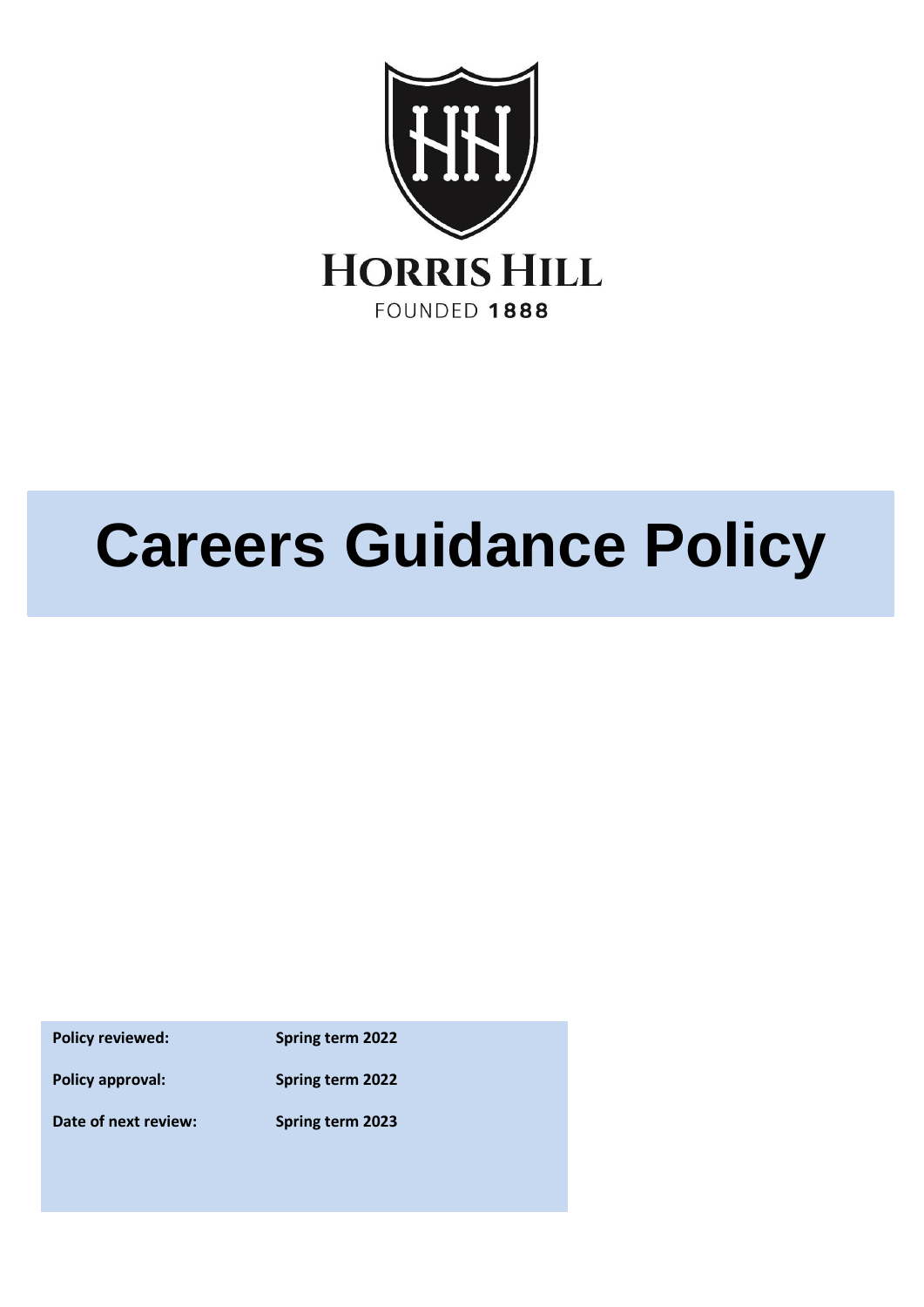HORRIS HILL

FOUNDED 1888

# Careers Guidance Policy

| | |
|---|---|
| **Policy reviewed:** | **Spring term 2022** |
| **Policy approval:** | **Spring term 2022** |
| **Date of next review:** | **Spring term 2023** |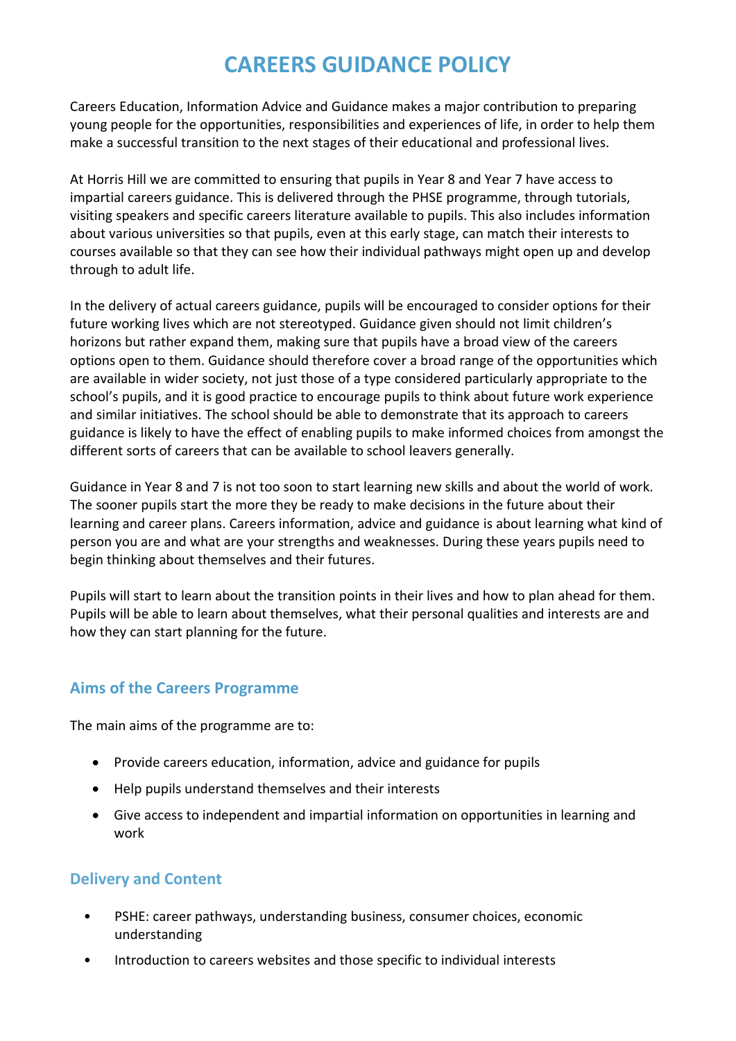# CAREERS GUIDANCE POLICY

Careers Education, Information Advice and Guidance makes a major contribution to preparing young people for the opportunities, responsibilities and experiences of life, in order to help them make a successful transition to the next stages of their educational and professional lives.

At Horris Hill we are committed to ensuring that pupils in Year 8 and Year 7 have access to impartial careers guidance. This is delivered through the PHSE programme, through tutorials, visiting speakers and specific careers literature available to pupils. This also includes information about various universities so that pupils, even at this early stage, can match their interests to courses available so that they can see how their individual pathways might open up and develop through to adult life.

In the delivery of actual careers guidance, pupils will be encouraged to consider options for their future working lives which are not stereotyped. Guidance given should not limit children's horizons but rather expand them, making sure that pupils have a broad view of the careers options open to them. Guidance should therefore cover a broad range of the opportunities which are available in wider society, not just those of a type considered particularly appropriate to the school's pupils, and it is good practice to encourage pupils to think about future work experience and similar initiatives. The school should be able to demonstrate that its approach to careers guidance is likely to have the effect of enabling pupils to make informed choices from amongst the different sorts of careers that can be available to school leavers generally.

Guidance in Year 8 and 7 is not too soon to start learning new skills and about the world of work. The sooner pupils start the more they be ready to make decisions in the future about their learning and career plans. Careers information, advice and guidance is about learning what kind of person you are and what are your strengths and weaknesses. During these years pupils need to begin thinking about themselves and their futures.

Pupils will start to learn about the transition points in their lives and how to plan ahead for them. Pupils will be able to learn about themselves, what their personal qualities and interests are and how they can start planning for the future.

## Aims of the Careers Programme

The main aims of the programme are to:

- Provide careers education, information, advice and guidance for pupils
- Help pupils understand themselves and their interests
- Give access to independent and impartial information on opportunities in learning and work

## Delivery and Content

- PSHE: career pathways, understanding business, consumer choices, economic understanding
- Introduction to careers websites and those specific to individual interests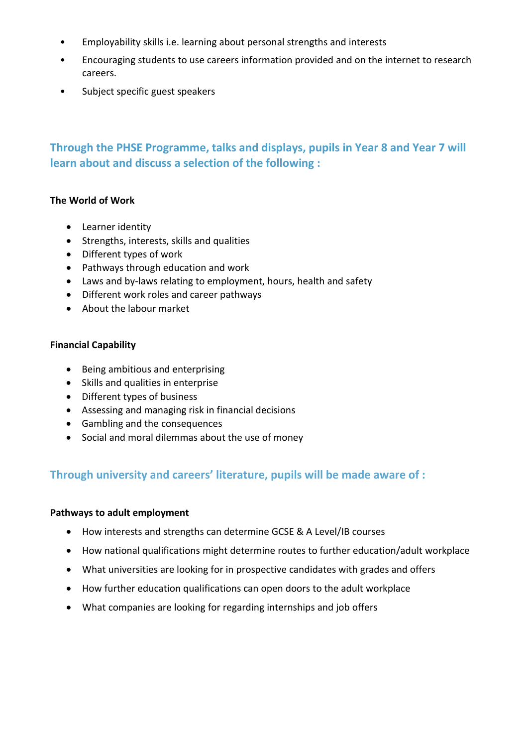- Employability skills i.e. learning about personal strengths and interests
- Encouraging students to use careers information provided and on the internet to research careers.
- Subject specific guest speakers

## Through the PHSE Programme, talks and displays, pupils in Year 8 and Year 7 will learn about and discuss a selection of the following :

**The World of Work**

- Learner identity
- Strengths, interests, skills and qualities
- Different types of work
- Pathways through education and work
- Laws and by-laws relating to employment, hours, health and safety
- Different work roles and career pathways
- About the labour market

**Financial Capability**

- Being ambitious and enterprising
- Skills and qualities in enterprise
- Different types of business
- Assessing and managing risk in financial decisions
- Gambling and the consequences
- Social and moral dilemmas about the use of money

## Through university and careers' literature, pupils will be made aware of :

**Pathways to adult employment**

- How interests and strengths can determine GCSE & A Level/IB courses
- How national qualifications might determine routes to further education/adult workplace
- What universities are looking for in prospective candidates with grades and offers
- How further education qualifications can open doors to the adult workplace
- What companies are looking for regarding internships and job offers